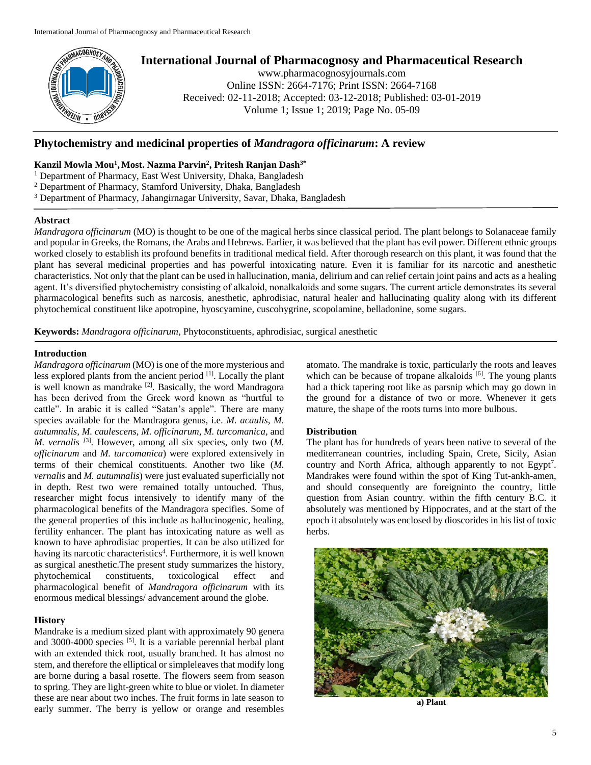# International Journal of Pharmacognosy and Pharmaceutical Research

www.pharmacognosyjournals.com
Online ISSN: 2664-7176; Print ISSN: 2664-7168
Received: 02-11-2018; Accepted: 03-12-2018; Published: 03-01-2019
Volume 1; Issue 1; 2019; Page No. 05-09

## Phytochemistry and medicinal properties of *Mandragora officinarum*: A review

**Kanzil Mowla Mou[1], Most. Nazma Parvin[2], Pritesh Ranjan Dash[3*]**

[1] Department of Pharmacy, East West University, Dhaka, Bangladesh
[2] Department of Pharmacy, Stamford University, Dhaka, Bangladesh
[3] Department of Pharmacy, Jahangirnagar University, Savar, Dhaka, Bangladesh

### Abstract

*Mandragora officinarum* (MO) is thought to be one of the magical herbs since classical period. The plant belongs to Solanaceae family and popular in Greeks, the Romans, the Arabs and Hebrews. Earlier, it was believed that the plant has evil power. Different ethnic groups worked closely to establish its profound benefits in traditional medical field. After thorough research on this plant, it was found that the plant has several medicinal properties and has powerful intoxicating nature. Even it is familiar for its narcotic and anesthetic characteristics. Not only that the plant can be used in hallucination, mania, delirium and can relief certain joint pains and acts as a healing agent. It's diversified phytochemistry consisting of alkaloid, nonalkaloids and some sugars. The current article demonstrates its several pharmacological benefits such as narcosis, anesthetic, aphrodisiac, natural healer and hallucinating quality along with its different phytochemical constituent like apotropine, hyoscyamine, cuscohygrine, scopolamine, belladonine, some sugars.

**Keywords:** *Mandragora officinarum*, Phytoconstituents, aphrodisiac, surgical anesthetic

### Introduction

*Mandragora officinarum* (MO) is one of the more mysterious and less explored plants from the ancient period [1]. Locally the plant is well known as mandrake [2]. Basically, the word Mandragora has been derived from the Greek word known as "hurtful to cattle". In arabic it is called "Satan's apple". There are many species available for the Mandragora genus, i.e. *M. acaulis, M. autumnalis, M. caulescens, M. officinarum, M. turcomanica*, and *M. vernalis* [3]. However, among all six species, only two (*M. officinarum* and *M. turcomanica*) were explored extensively in terms of their chemical constituents. Another two like (*M. vernalis* and *M. autumnalis*) were just evaluated superficially not in depth. Rest two were remained totally untouched. Thus, researcher might focus intensively to identify many of the pharmacological benefits of the Mandragora specifies. Some of the general properties of this include as hallucinogenic, healing, fertility enhancer. The plant has intoxicating nature as well as known to have aphrodisiac properties. It can be also utilized for having its narcotic characteristics[4]. Furthermore, it is well known as surgical anesthetic.The present study summarizes the history, phytochemical constituents, toxicological effect and pharmacological benefit of *Mandragora officinarum* with its enormous medical blessings/ advancement around the globe.

### History

Mandrake is a medium sized plant with approximately 90 genera and 3000-4000 species [5]. It is a variable perennial herbal plant with an extended thick root, usually branched. It has almost no stem, and therefore the elliptical or simpleleaves that modify long are borne during a basal rosette. The flowers seem from season to spring. They are light-green white to blue or violet. In diameter these are near about two inches. The fruit forms in late season to early summer. The berry is yellow or orange and resembles atomato. The mandrake is toxic, particularly the roots and leaves which can be because of tropane alkaloids [6]. The young plants had a thick tapering root like as parsnip which may go down in the ground for a distance of two or more. Whenever it gets mature, the shape of the roots turns into more bulbous.

### Distribution

The plant has for hundreds of years been native to several of the mediterranean countries, including Spain, Crete, Sicily, Asian country and North Africa, although apparently to not Egypt[7]. Mandrakes were found within the spot of King Tut-ankh-amen, and should consequently are foreigninto the country, little question from Asian country. within the fifth century B.C. it absolutely was mentioned by Hippocrates, and at the start of the epoch it absolutely was enclosed by dioscorides in his list of toxic herbs.

a) Plant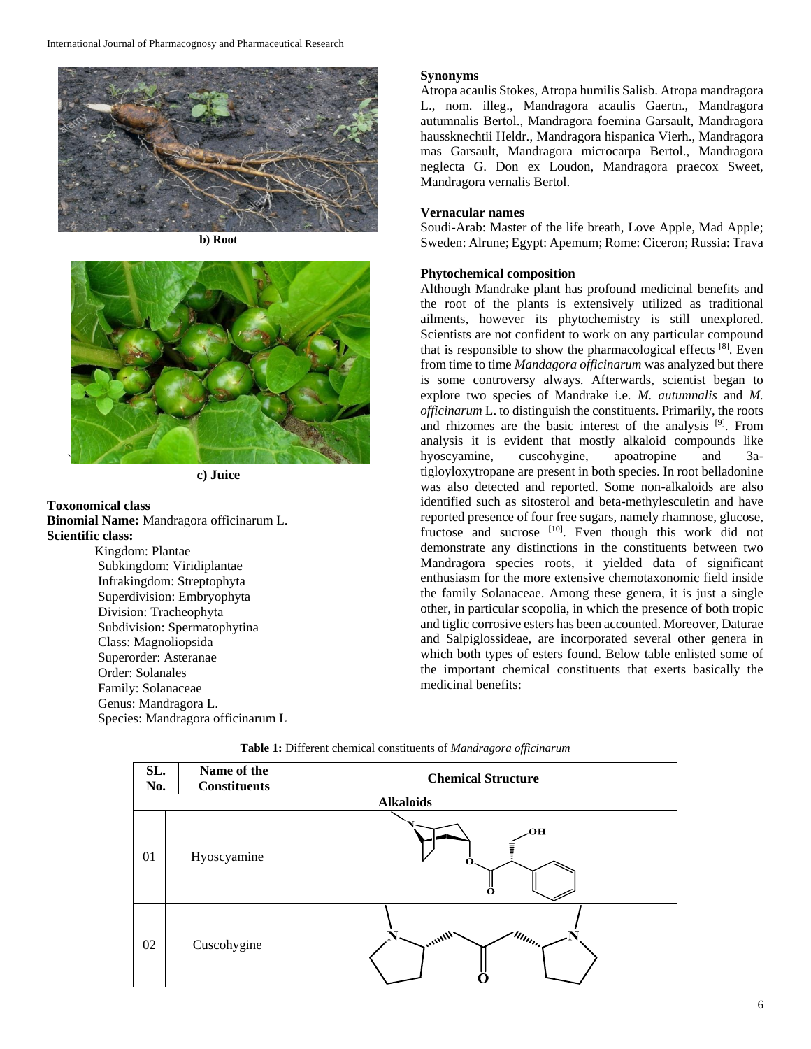b) Root

c) Juice

**Toxonomical class**

**Binomial Name:** Mandragora officinarum L.

**Scientific class:**

- Kingdom: Plantae
- Subkingdom: Viridiplantae
- Infrakingdom: Streptophyta
- Superdivision: Embryophyta
- Division: Tracheophyta
- Subdivision: Spermatophytina
- Class: Magnoliopsida
- Superorder: Asteranae
- Order: Solanales
- Family: Solanaceae
- Genus: Mandragora L.
- Species: Mandragora officinarum L

**Synonyms**

Atropa acaulis Stokes, Atropa humilis Salisb. Atropa mandragora L., nom. illeg., Mandragora acaulis Gaertn., Mandragora autumnalis Bertol., Mandragora foemina Garsault, Mandragora haussknechtii Heldr., Mandragora hispanica Vierh., Mandragora mas Garsault, Mandragora microcarpa Bertol., Mandragora neglecta G. Don ex Loudon, Mandragora praecox Sweet, Mandragora vernalis Bertol.

**Vernacular names**

Soudi-Arab: Master of the life breath, Love Apple, Mad Apple; Sweden: Alrune; Egypt: Apemum; Rome: Ciceron; Russia: Trava

**Phytochemical composition**

Although Mandrake plant has profound medicinal benefits and the root of the plants is extensively utilized as traditional ailments, however its phytochemistry is still unexplored. Scientists are not confident to work on any particular compound that is responsible to show the pharmacological effects [8]. Even from time to time *Mandagora officinarum* was analyzed but there is some controversy always. Afterwards, scientist began to explore two species of Mandrake i.e. *M. autumnalis* and *M. officinarum* L. to distinguish the constituents. Primarily, the roots and rhizomes are the basic interest of the analysis [9]. From analysis it is evident that mostly alkaloid compounds like hyoscyamine, cuscohygine, apoatropine and 3a-tigloyloxytropane are present in both species. In root belladonine was also detected and reported. Some non-alkaloids are also identified such as sitosterol and beta-methylesculetin and have reported presence of four free sugars, namely rhamnose, glucose, fructose and sucrose [10]. Even though this work did not demonstrate any distinctions in the constituents between two Mandragora species roots, it yielded data of significant enthusiasm for the more extensive chemotaxonomic field inside the family Solanaceae. Among these genera, it is just a single other, in particular scopolia, in which the presence of both tropic and tiglic corrosive esters has been accounted. Moreover, Daturae and Salpiglossideae, are incorporated several other genera in which both types of esters found. Below table enlisted some of the important chemical constituents that exerts basically the medicinal benefits:

**Table 1:** Different chemical constituents of *Mandragora officinarum*

| SL. No. | Name of the Constituents | Chemical Structure |
|---|---|---|
| **Alkaloids** | | |
| 01 | Hyoscyamine | [structure] |
| 02 | Cuscohygine | [structure] |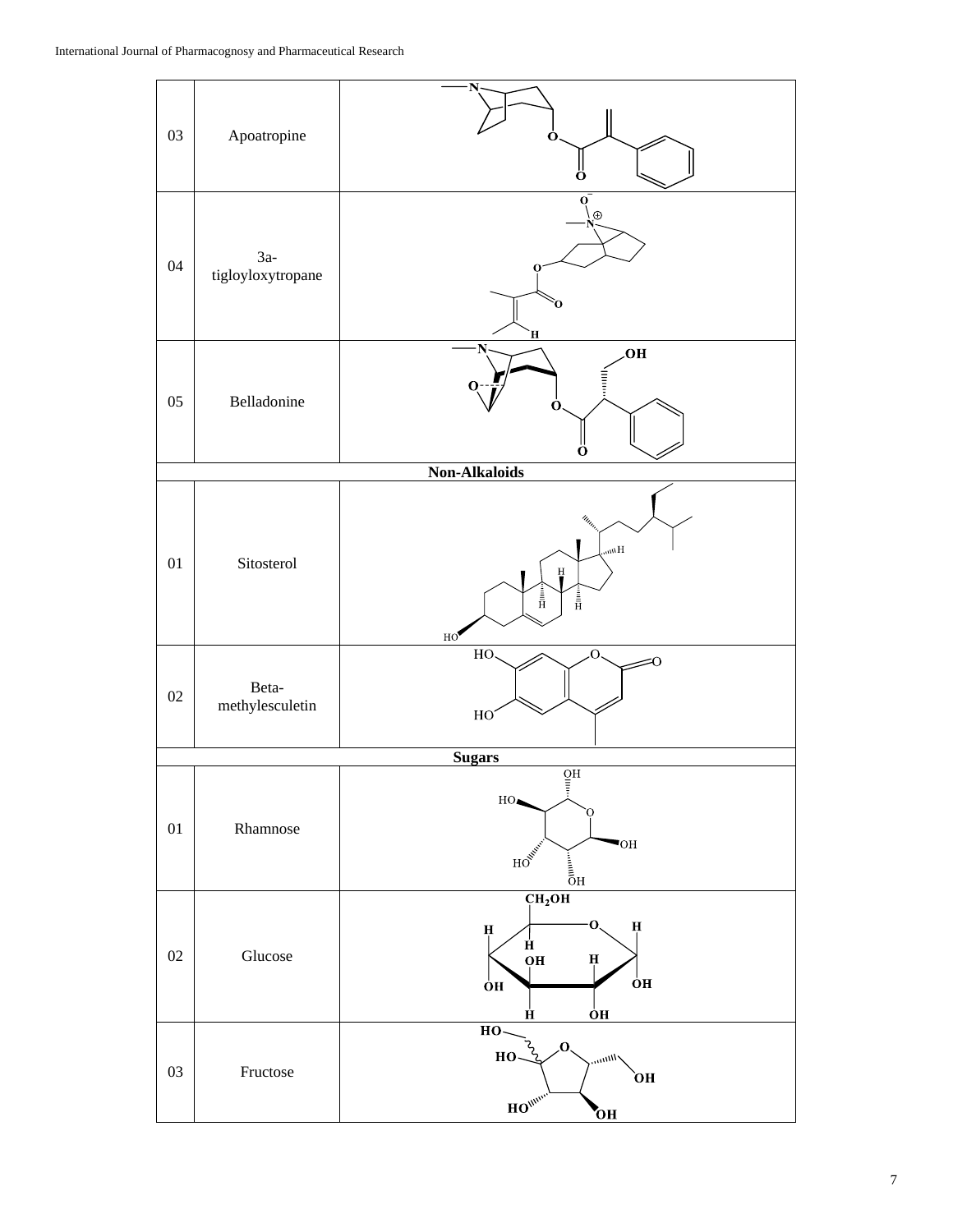| | | |
|---|---|---|
| 03 | Apoatropine | |
| 04 | 3a-tigloyloxytropane | |
| 05 | Belladonine | |
| **Non-Alkaloids** | | |
| 01 | Sitosterol | |
| 02 | Beta-methylesculetin | |
| **Sugars** | | |
| 01 | Rhamnose | |
| 02 | Glucose | |
| 03 | Fructose | |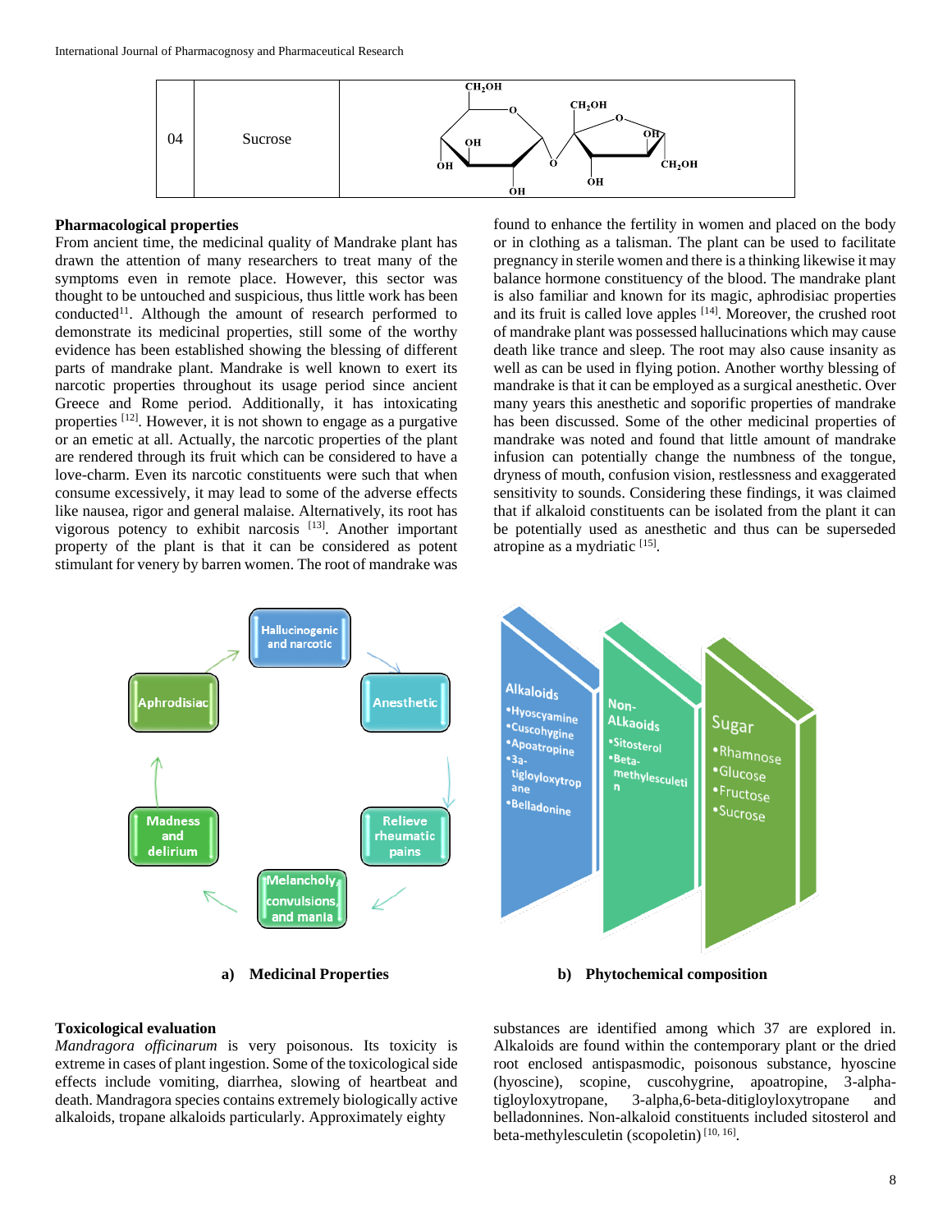| 04 | Sucrose | |
|---|---|---|

### Pharmacological properties

From ancient time, the medicinal quality of Mandrake plant has drawn the attention of many researchers to treat many of the symptoms even in remote place. However, this sector was thought to be untouched and suspicious, thus little work has been conducted[11]. Although the amount of research performed to demonstrate its medicinal properties, still some of the worthy evidence has been established showing the blessing of different parts of mandrake plant. Mandrake is well known to exert its narcotic properties throughout its usage period since ancient Greece and Rome period. Additionally, it has intoxicating properties [12]. However, it is not shown to engage as a purgative or an emetic at all. Actually, the narcotic properties of the plant are rendered through its fruit which can be considered to have a love-charm. Even its narcotic constituents were such that when consume excessively, it may lead to some of the adverse effects like nausea, rigor and general malaise. Alternatively, its root has vigorous potency to exhibit narcosis [13]. Another important property of the plant is that it can be considered as potent stimulant for venery by barren women. The root of mandrake was found to enhance the fertility in women and placed on the body or in clothing as a talisman. The plant can be used to facilitate pregnancy in sterile women and there is a thinking likewise it may balance hormone constituency of the blood. The mandrake plant is also familiar and known for its magic, aphrodisiac properties and its fruit is called love apples [14]. Moreover, the crushed root of mandrake plant was possessed hallucinations which may cause death like trance and sleep. The root may also cause insanity as well as can be used in flying potion. Another worthy blessing of mandrake is that it can be employed as a surgical anesthetic. Over many years this anesthetic and soporific properties of mandrake has been discussed. Some of the other medicinal properties of mandrake was noted and found that little amount of mandrake infusion can potentially change the numbness of the tongue, dryness of mouth, confusion vision, restlessness and exaggerated sensitivity to sounds. Considering these findings, it was claimed that if alkaloid constituents can be isolated from the plant it can be potentially used as anesthetic and thus can be superseded atropine as a mydriatic [15].

**a) Medicinal Properties**

**b) Phytochemical composition**

### Toxicological evaluation

*Mandragora officinarum* is very poisonous. Its toxicity is extreme in cases of plant ingestion. Some of the toxicological side effects include vomiting, diarrhea, slowing of heartbeat and death. Mandragora species contains extremely biologically active alkaloids, tropane alkaloids particularly. Approximately eighty substances are identified among which 37 are explored in. Alkaloids are found within the contemporary plant or the dried root enclosed antispasmodic, poisonous substance, hyoscine (hyoscine), scopine, cuscohygrine, apoatropine, 3-alpha-tigloyloxytropane, 3-alpha,6-beta-ditigloyloxytropane and belladonnines. Non-alkaloid constituents included sitosterol and beta-methylesculetin (scopoletin) [10, 16].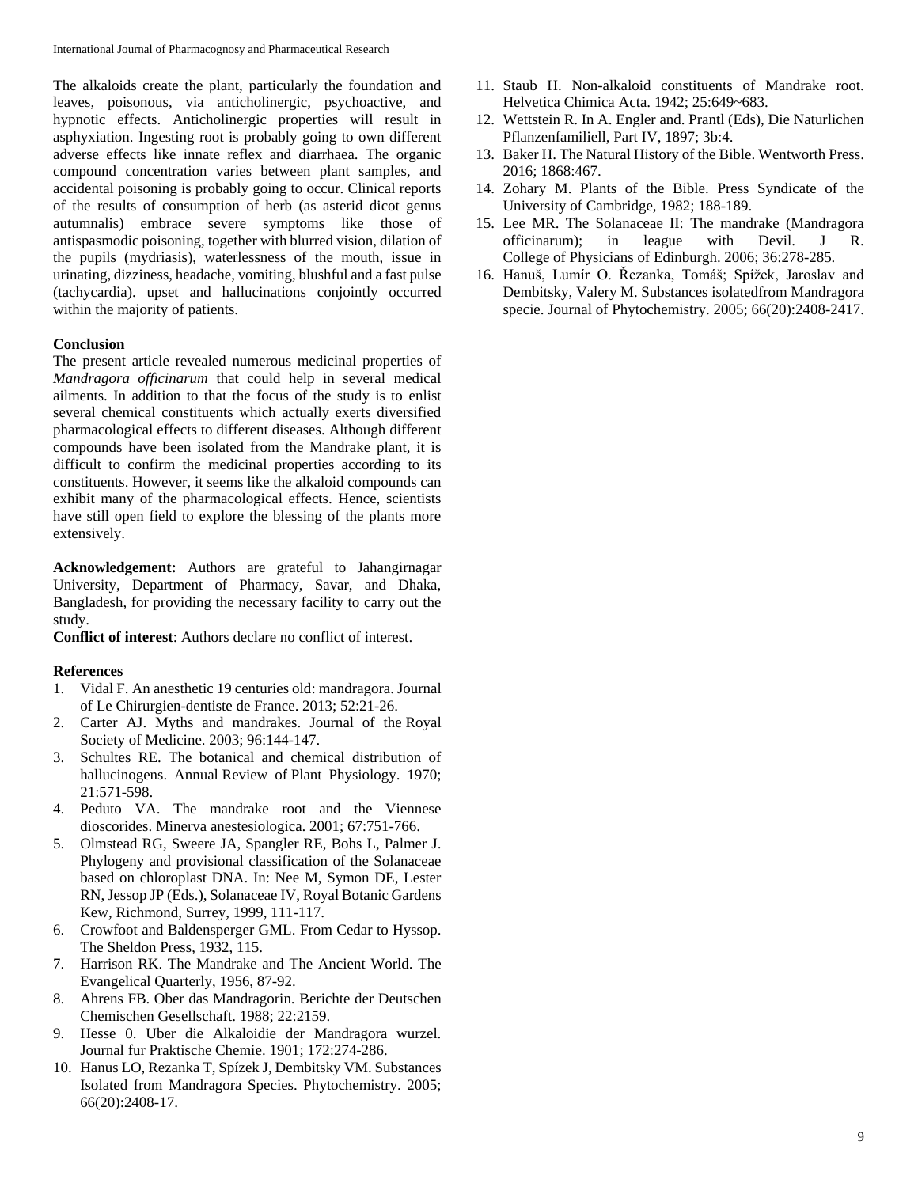The alkaloids create the plant, particularly the foundation and leaves, poisonous, via anticholinergic, psychoactive, and hypnotic effects. Anticholinergic properties will result in asphyxiation. Ingesting root is probably going to own different adverse effects like innate reflex and diarrhaea. The organic compound concentration varies between plant samples, and accidental poisoning is probably going to occur. Clinical reports of the results of consumption of herb (as asterid dicot genus autumnalis) embrace severe symptoms like those of antispasmodic poisoning, together with blurred vision, dilation of the pupils (mydriasis), waterlessness of the mouth, issue in urinating, dizziness, headache, vomiting, blushful and a fast pulse (tachycardia). upset and hallucinations conjointly occurred within the majority of patients.

## Conclusion

The present article revealed numerous medicinal properties of *Mandragora officinarum* that could help in several medical ailments. In addition to that the focus of the study is to enlist several chemical constituents which actually exerts diversified pharmacological effects to different diseases. Although different compounds have been isolated from the Mandrake plant, it is difficult to confirm the medicinal properties according to its constituents. However, it seems like the alkaloid compounds can exhibit many of the pharmacological effects. Hence, scientists have still open field to explore the blessing of the plants more extensively.

**Acknowledgement:** Authors are grateful to Jahangirnagar University, Department of Pharmacy, Savar, and Dhaka, Bangladesh, for providing the necessary facility to carry out the study.

**Conflict of interest**: Authors declare no conflict of interest.

## References

1. Vidal F. An anesthetic 19 centuries old: mandragora. Journal of Le Chirurgien-dentiste de France. 2013; 52:21-26.
2. Carter AJ. Myths and mandrakes. Journal of the Royal Society of Medicine. 2003; 96:144-147.
3. Schultes RE. The botanical and chemical distribution of hallucinogens. Annual Review of Plant Physiology. 1970; 21:571-598.
4. Peduto VA. The mandrake root and the Viennese dioscorides. Minerva anestesiologica. 2001; 67:751-766.
5. Olmstead RG, Sweere JA, Spangler RE, Bohs L, Palmer J. Phylogeny and provisional classification of the Solanaceae based on chloroplast DNA. In: Nee M, Symon DE, Lester RN, Jessop JP (Eds.), Solanaceae IV, Royal Botanic Gardens Kew, Richmond, Surrey, 1999, 111-117.
6. Crowfoot and Baldensperger GML. From Cedar to Hyssop. The Sheldon Press, 1932, 115.
7. Harrison RK. The Mandrake and The Ancient World. The Evangelical Quarterly, 1956, 87-92.
8. Ahrens FB. Ober das Mandragorin. Berichte der Deutschen Chemischen Gesellschaft. 1988; 22:2159.
9. Hesse 0. Uber die Alkaloidie der Mandragora wurzel. Journal fur Praktische Chemie. 1901; 172:274-286.
10. Hanus LO, Rezanka T, Spízek J, Dembitsky VM. Substances Isolated from Mandragora Species. Phytochemistry. 2005; 66(20):2408-17.
11. Staub H. Non-alkaloid constituents of Mandrake root. Helvetica Chimica Acta. 1942; 25:649~683.
12. Wettstein R. In A. Engler and. Prantl (Eds), Die Naturlichen Pflanzenfamiliell, Part IV, 1897; 3b:4.
13. Baker H. The Natural History of the Bible. Wentworth Press. 2016; 1868:467.
14. Zohary M. Plants of the Bible. Press Syndicate of the University of Cambridge, 1982; 188-189.
15. Lee MR. The Solanaceae II: The mandrake (Mandragora officinarum); in league with Devil. J R. College of Physicians of Edinburgh. 2006; 36:278-285.
16. Hanuš, Lumír O. Řezanka, Tomáš; Spížek, Jaroslav and Dembitsky, Valery M. Substances isolatedfrom Mandragora specie. Journal of Phytochemistry. 2005; 66(20):2408-2417.